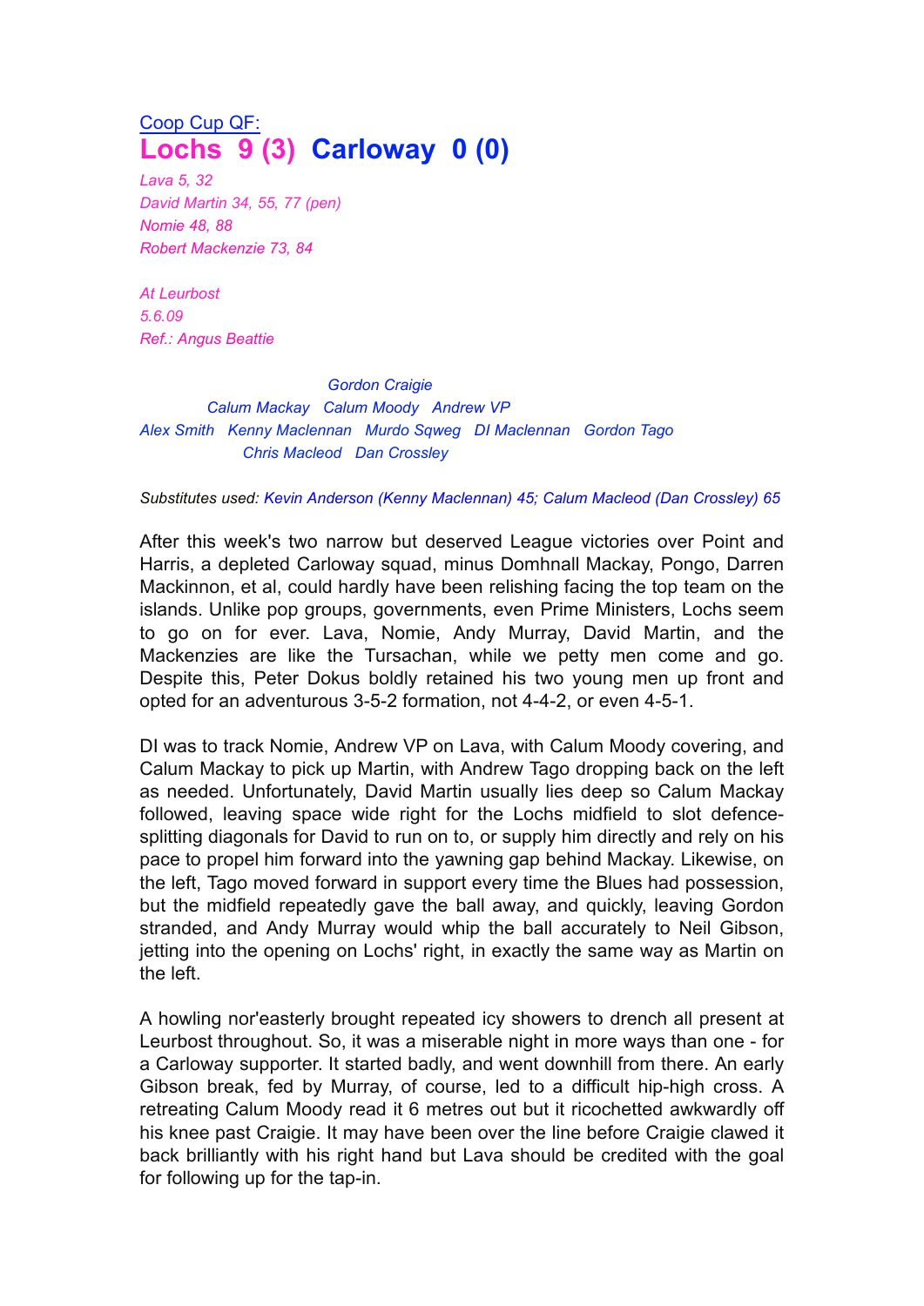Coop Cup QF:

# Lochs 9 (3) Carloway 0 (0)

*Lava 5, 32*
*David Martin 34, 55, 77 (pen)*
*Nomie 48, 88*
*Robert Mackenzie 73, 84*

*At Leurbost*
*5.6.09*
*Ref.: Angus Beattie*

*Gordon Craigie*
*Calum Mackay Calum Moody Andrew VP*
*Alex Smith Kenny Maclennan Murdo Sqweg DI Maclennan Gordon Tago*
*Chris Macleod Dan Crossley*

*Substitutes used: Kevin Anderson (Kenny Maclennan) 45; Calum Macleod (Dan Crossley) 65*

After this week's two narrow but deserved League victories over Point and Harris, a depleted Carloway squad, minus Domhnall Mackay, Pongo, Darren Mackinnon, et al, could hardly have been relishing facing the top team on the islands. Unlike pop groups, governments, even Prime Ministers, Lochs seem to go on for ever. Lava, Nomie, Andy Murray, David Martin, and the Mackenzies are like the Tursachan, while we petty men come and go. Despite this, Peter Dokus boldly retained his two young men up front and opted for an adventurous 3-5-2 formation, not 4-4-2, or even 4-5-1.

DI was to track Nomie, Andrew VP on Lava, with Calum Moody covering, and Calum Mackay to pick up Martin, with Andrew Tago dropping back on the left as needed. Unfortunately, David Martin usually lies deep so Calum Mackay followed, leaving space wide right for the Lochs midfield to slot defence-splitting diagonals for David to run on to, or supply him directly and rely on his pace to propel him forward into the yawning gap behind Mackay. Likewise, on the left, Tago moved forward in support every time the Blues had possession, but the midfield repeatedly gave the ball away, and quickly, leaving Gordon stranded, and Andy Murray would whip the ball accurately to Neil Gibson, jetting into the opening on Lochs' right, in exactly the same way as Martin on the left.

A howling nor'easterly brought repeated icy showers to drench all present at Leurbost throughout. So, it was a miserable night in more ways than one - for a Carloway supporter. It started badly, and went downhill from there. An early Gibson break, fed by Murray, of course, led to a difficult hip-high cross. A retreating Calum Moody read it 6 metres out but it ricochetted awkwardly off his knee past Craigie. It may have been over the line before Craigie clawed it back brilliantly with his right hand but Lava should be credited with the goal for following up for the tap-in.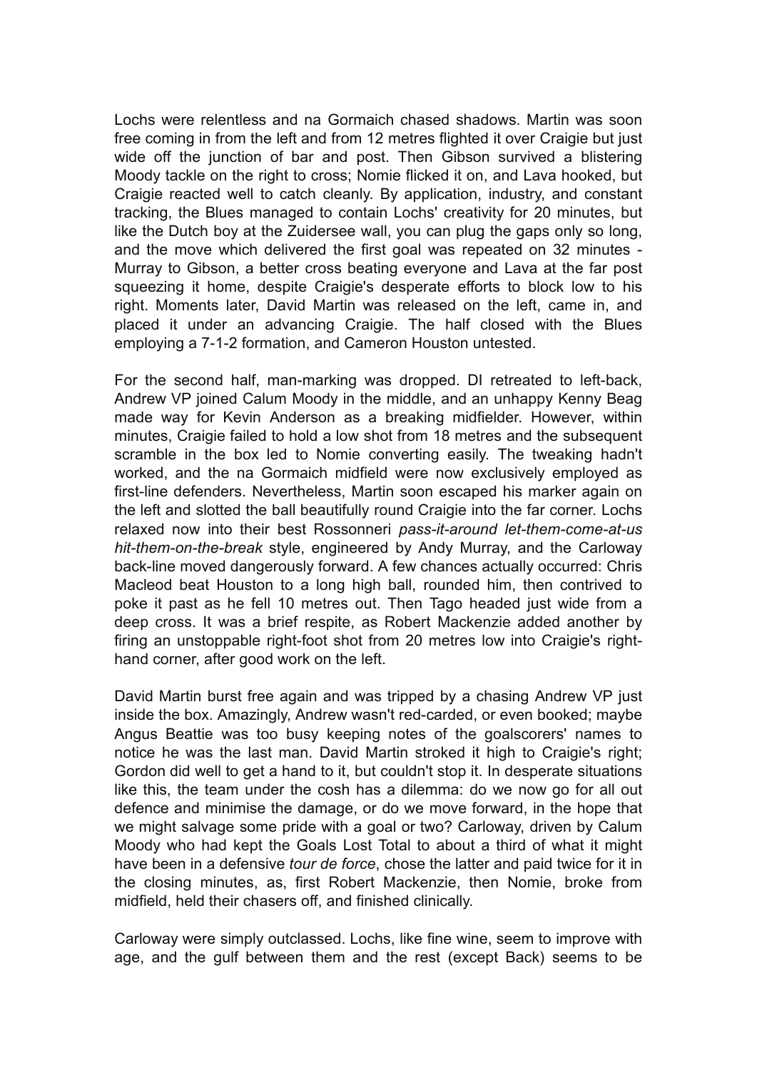Lochs were relentless and na Gormaich chased shadows. Martin was soon free coming in from the left and from 12 metres flighted it over Craigie but just wide off the junction of bar and post. Then Gibson survived a blistering Moody tackle on the right to cross; Nomie flicked it on, and Lava hooked, but Craigie reacted well to catch cleanly. By application, industry, and constant tracking, the Blues managed to contain Lochs' creativity for 20 minutes, but like the Dutch boy at the Zuidersee wall, you can plug the gaps only so long, and the move which delivered the first goal was repeated on 32 minutes - Murray to Gibson, a better cross beating everyone and Lava at the far post squeezing it home, despite Craigie's desperate efforts to block low to his right. Moments later, David Martin was released on the left, came in, and placed it under an advancing Craigie. The half closed with the Blues employing a 7-1-2 formation, and Cameron Houston untested.

For the second half, man-marking was dropped. DI retreated to left-back, Andrew VP joined Calum Moody in the middle, and an unhappy Kenny Beag made way for Kevin Anderson as a breaking midfielder. However, within minutes, Craigie failed to hold a low shot from 18 metres and the subsequent scramble in the box led to Nomie converting easily. The tweaking hadn't worked, and the na Gormaich midfield were now exclusively employed as first-line defenders. Nevertheless, Martin soon escaped his marker again on the left and slotted the ball beautifully round Craigie into the far corner. Lochs relaxed now into their best Rossonneri *pass-it-around let-them-come-at-us hit-them-on-the-break* style, engineered by Andy Murray, and the Carloway back-line moved dangerously forward. A few chances actually occurred: Chris Macleod beat Houston to a long high ball, rounded him, then contrived to poke it past as he fell 10 metres out. Then Tago headed just wide from a deep cross. It was a brief respite, as Robert Mackenzie added another by firing an unstoppable right-foot shot from 20 metres low into Craigie's right-hand corner, after good work on the left.

David Martin burst free again and was tripped by a chasing Andrew VP just inside the box. Amazingly, Andrew wasn't red-carded, or even booked; maybe Angus Beattie was too busy keeping notes of the goalscorers' names to notice he was the last man. David Martin stroked it high to Craigie's right; Gordon did well to get a hand to it, but couldn't stop it. In desperate situations like this, the team under the cosh has a dilemma: do we now go for all out defence and minimise the damage, or do we move forward, in the hope that we might salvage some pride with a goal or two? Carloway, driven by Calum Moody who had kept the Goals Lost Total to about a third of what it might have been in a defensive *tour de force*, chose the latter and paid twice for it in the closing minutes, as, first Robert Mackenzie, then Nomie, broke from midfield, held their chasers off, and finished clinically.

Carloway were simply outclassed. Lochs, like fine wine, seem to improve with age, and the gulf between them and the rest (except Back) seems to be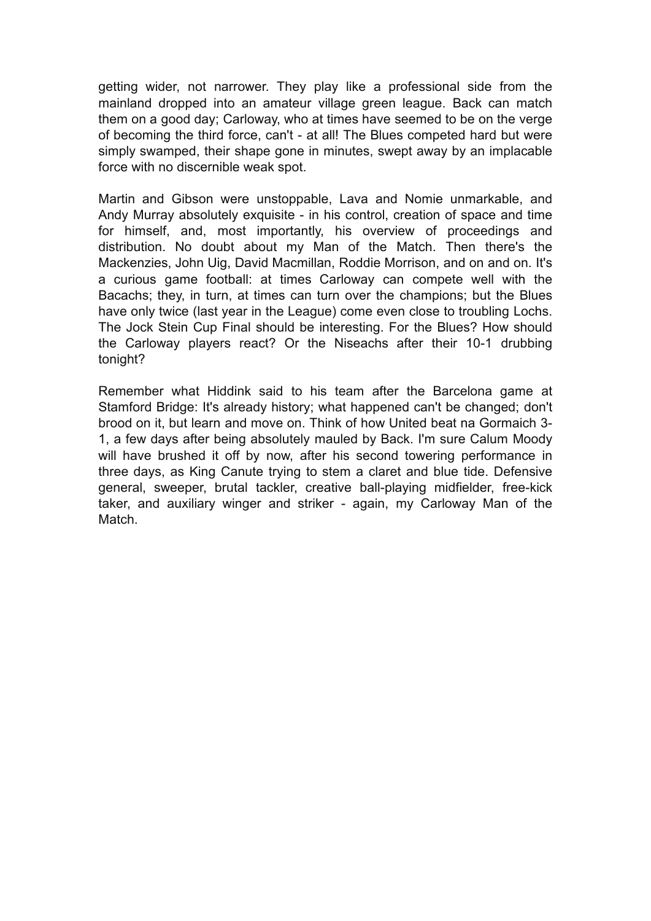getting wider, not narrower. They play like a professional side from the mainland dropped into an amateur village green league. Back can match them on a good day; Carloway, who at times have seemed to be on the verge of becoming the third force, can't - at all! The Blues competed hard but were simply swamped, their shape gone in minutes, swept away by an implacable force with no discernible weak spot.

Martin and Gibson were unstoppable, Lava and Nomie unmarkable, and Andy Murray absolutely exquisite - in his control, creation of space and time for himself, and, most importantly, his overview of proceedings and distribution. No doubt about my Man of the Match. Then there's the Mackenzies, John Uig, David Macmillan, Roddie Morrison, and on and on. It's a curious game football: at times Carloway can compete well with the Bacachs; they, in turn, at times can turn over the champions; but the Blues have only twice (last year in the League) come even close to troubling Lochs. The Jock Stein Cup Final should be interesting. For the Blues? How should the Carloway players react? Or the Niseachs after their 10-1 drubbing tonight?

Remember what Hiddink said to his team after the Barcelona game at Stamford Bridge: It's already history; what happened can't be changed; don't brood on it, but learn and move on. Think of how United beat na Gormaich 3-1, a few days after being absolutely mauled by Back. I'm sure Calum Moody will have brushed it off by now, after his second towering performance in three days, as King Canute trying to stem a claret and blue tide. Defensive general, sweeper, brutal tackler, creative ball-playing midfielder, free-kick taker, and auxiliary winger and striker - again, my Carloway Man of the Match.